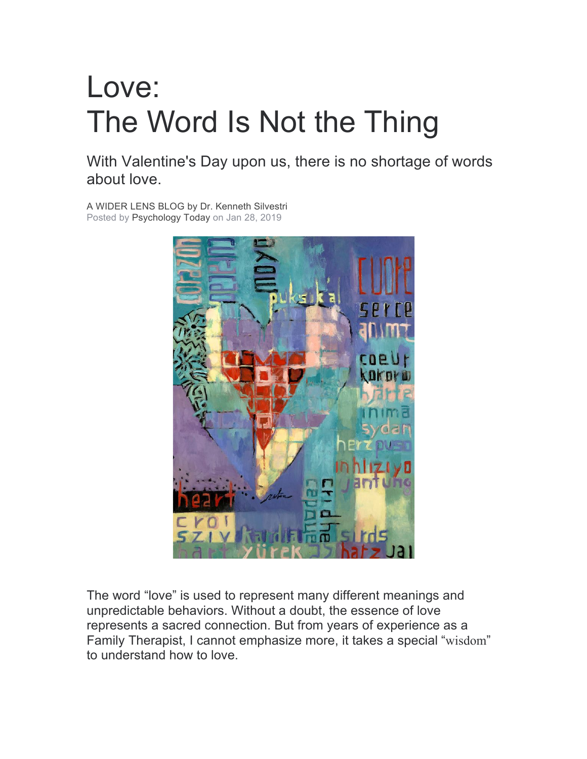# Love:
# The Word Is Not the Thing

## With Valentine's Day upon us, there is no shortage of words about love.

A WIDER LENS BLOG by Dr. Kenneth Silvestri
Posted by Psychology Today on Jan 28, 2019

The word "love" is used to represent many different meanings and unpredictable behaviors. Without a doubt, the essence of love represents a sacred connection. But from years of experience as a Family Therapist, I cannot emphasize more, it takes a special "wisdom" to understand how to love.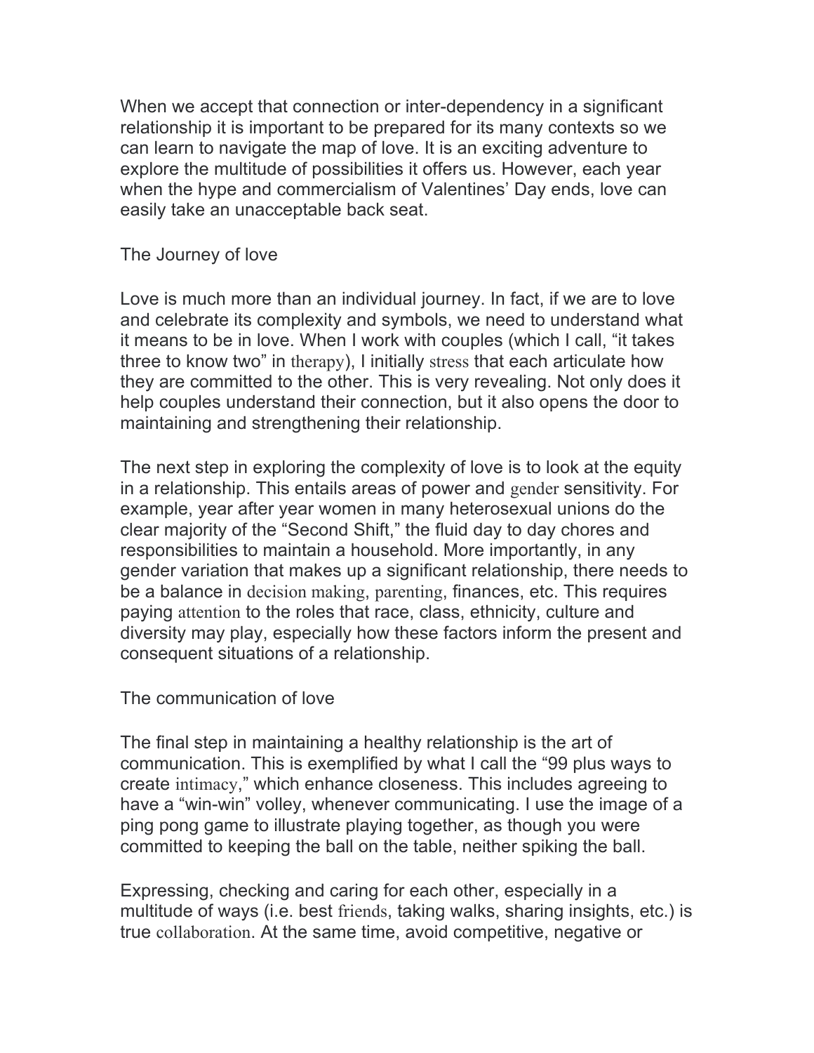When we accept that connection or inter-dependency in a significant relationship it is important to be prepared for its many contexts so we can learn to navigate the map of love. It is an exciting adventure to explore the multitude of possibilities it offers us. However, each year when the hype and commercialism of Valentines' Day ends, love can easily take an unacceptable back seat.

## The Journey of love

Love is much more than an individual journey. In fact, if we are to love and celebrate its complexity and symbols, we need to understand what it means to be in love. When I work with couples (which I call, "it takes three to know two" in therapy), I initially stress that each articulate how they are committed to the other. This is very revealing. Not only does it help couples understand their connection, but it also opens the door to maintaining and strengthening their relationship.

The next step in exploring the complexity of love is to look at the equity in a relationship. This entails areas of power and gender sensitivity. For example, year after year women in many heterosexual unions do the clear majority of the "Second Shift," the fluid day to day chores and responsibilities to maintain a household. More importantly, in any gender variation that makes up a significant relationship, there needs to be a balance in decision making, parenting, finances, etc. This requires paying attention to the roles that race, class, ethnicity, culture and diversity may play, especially how these factors inform the present and consequent situations of a relationship.

## The communication of love

The final step in maintaining a healthy relationship is the art of communication. This is exemplified by what I call the "99 plus ways to create intimacy," which enhance closeness. This includes agreeing to have a "win-win" volley, whenever communicating. I use the image of a ping pong game to illustrate playing together, as though you were committed to keeping the ball on the table, neither spiking the ball.

Expressing, checking and caring for each other, especially in a multitude of ways (i.e. best friends, taking walks, sharing insights, etc.) is true collaboration. At the same time, avoid competitive, negative or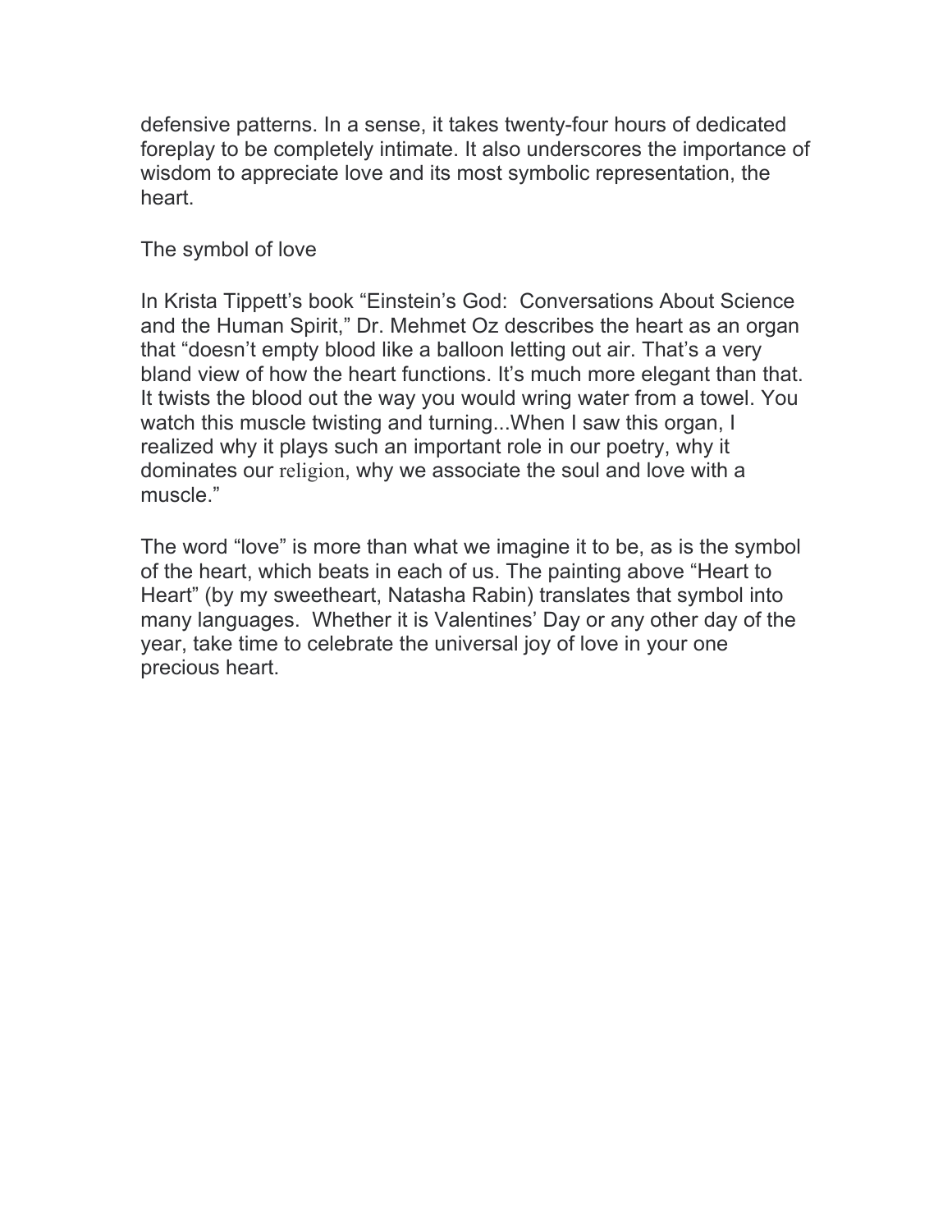defensive patterns. In a sense, it takes twenty-four hours of dedicated foreplay to be completely intimate. It also underscores the importance of wisdom to appreciate love and its most symbolic representation, the heart.

## The symbol of love

In Krista Tippett's book "Einstein's God: Conversations About Science and the Human Spirit," Dr. Mehmet Oz describes the heart as an organ that "doesn't empty blood like a balloon letting out air. That's a very bland view of how the heart functions. It's much more elegant than that. It twists the blood out the way you would wring water from a towel. You watch this muscle twisting and turning...When I saw this organ, I realized why it plays such an important role in our poetry, why it dominates our religion, why we associate the soul and love with a muscle."

The word "love" is more than what we imagine it to be, as is the symbol of the heart, which beats in each of us. The painting above "Heart to Heart" (by my sweetheart, Natasha Rabin) translates that symbol into many languages. Whether it is Valentines' Day or any other day of the year, take time to celebrate the universal joy of love in your one precious heart.